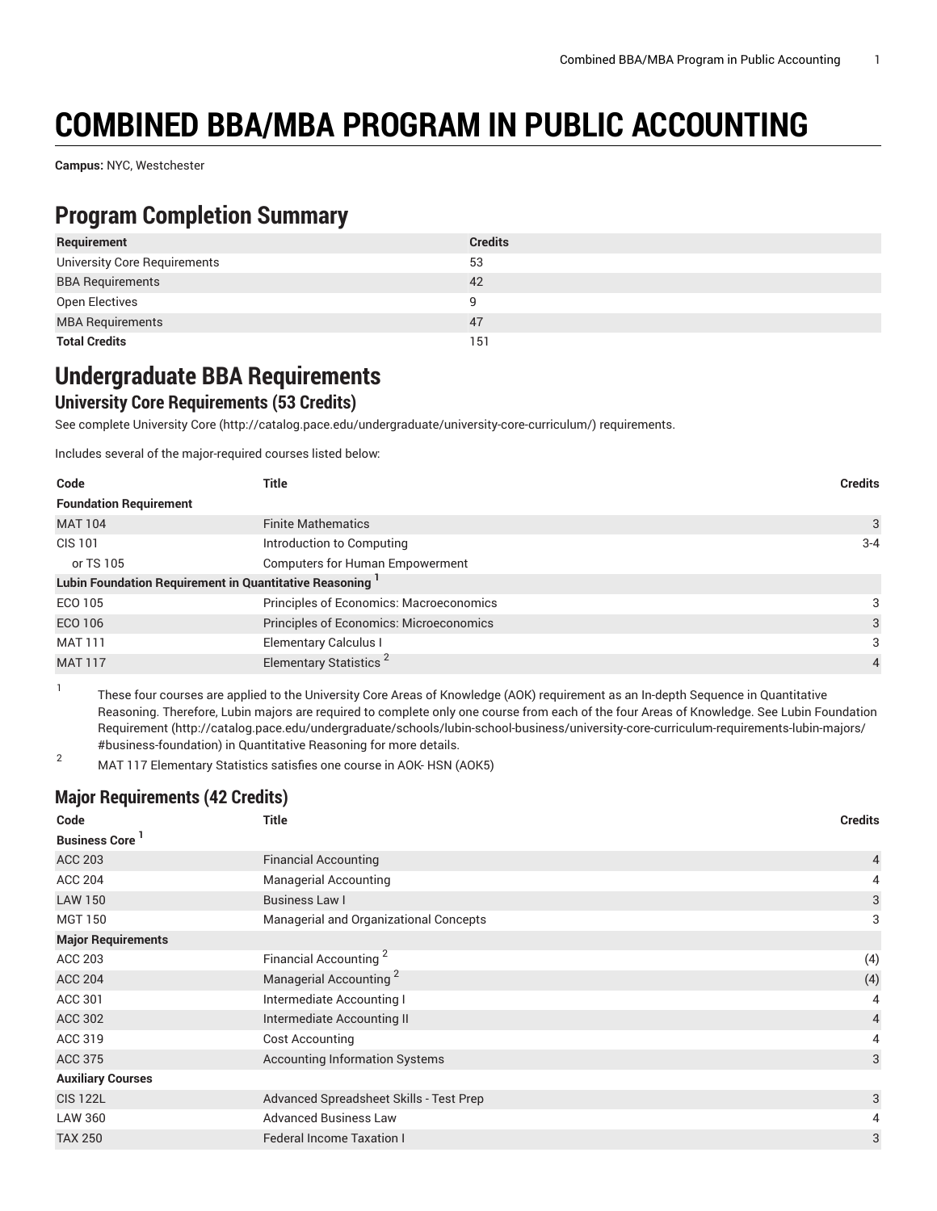# COMBINED BBA/MBA PROGRAM IN PUBLIC ACCOUNTING

**Campus:** NYC, Westchester

## Program Completion Summary

| Requirement | Credits |
| --- | --- |
| University Core Requirements | 53 |
| BBA Requirements | 42 |
| Open Electives | 9 |
| MBA Requirements | 47 |
| **Total Credits** | 151 |

## Undergraduate BBA Requirements

### University Core Requirements (53 Credits)

See complete University Core (http://catalog.pace.edu/undergraduate/university-core-curriculum/) requirements.

Includes several of the major-required courses listed below:

| Code | Title | Credits |
| --- | --- | --- |
| **Foundation Requirement** | | |
| MAT 104 | Finite Mathematics | 3 |
| CIS 101 | Introduction to Computing | 3-4 |
| or TS 105 | Computers for Human Empowerment | |
| **Lubin Foundation Requirement in Quantitative Reasoning** [1] | | |
| ECO 105 | Principles of Economics: Macroeconomics | 3 |
| ECO 106 | Principles of Economics: Microeconomics | 3 |
| MAT 111 | Elementary Calculus I | 3 |
| MAT 117 | Elementary Statistics [2] | 4 |

1. These four courses are applied to the University Core Areas of Knowledge (AOK) requirement as an In-depth Sequence in Quantitative Reasoning. Therefore, Lubin majors are required to complete only one course from each of the four Areas of Knowledge. See Lubin Foundation Requirement (http://catalog.pace.edu/undergraduate/schools/lubin-school-business/university-core-curriculum-requirements-lubin-majors/#business-foundation) in Quantitative Reasoning for more details.
2. MAT 117 Elementary Statistics satisfies one course in AOK- HSN (AOK5)

### Major Requirements (42 Credits)

| Code | Title | Credits |
| --- | --- | --- |
| **Business Core** [1] | | |
| ACC 203 | Financial Accounting | 4 |
| ACC 204 | Managerial Accounting | 4 |
| LAW 150 | Business Law I | 3 |
| MGT 150 | Managerial and Organizational Concepts | 3 |
| **Major Requirements** | | |
| ACC 203 | Financial Accounting [2] | (4) |
| ACC 204 | Managerial Accounting [2] | (4) |
| ACC 301 | Intermediate Accounting I | 4 |
| ACC 302 | Intermediate Accounting II | 4 |
| ACC 319 | Cost Accounting | 4 |
| ACC 375 | Accounting Information Systems | 3 |
| **Auxiliary Courses** | | |
| CIS 122L | Advanced Spreadsheet Skills - Test Prep | 3 |
| LAW 360 | Advanced Business Law | 4 |
| TAX 250 | Federal Income Taxation I | 3 |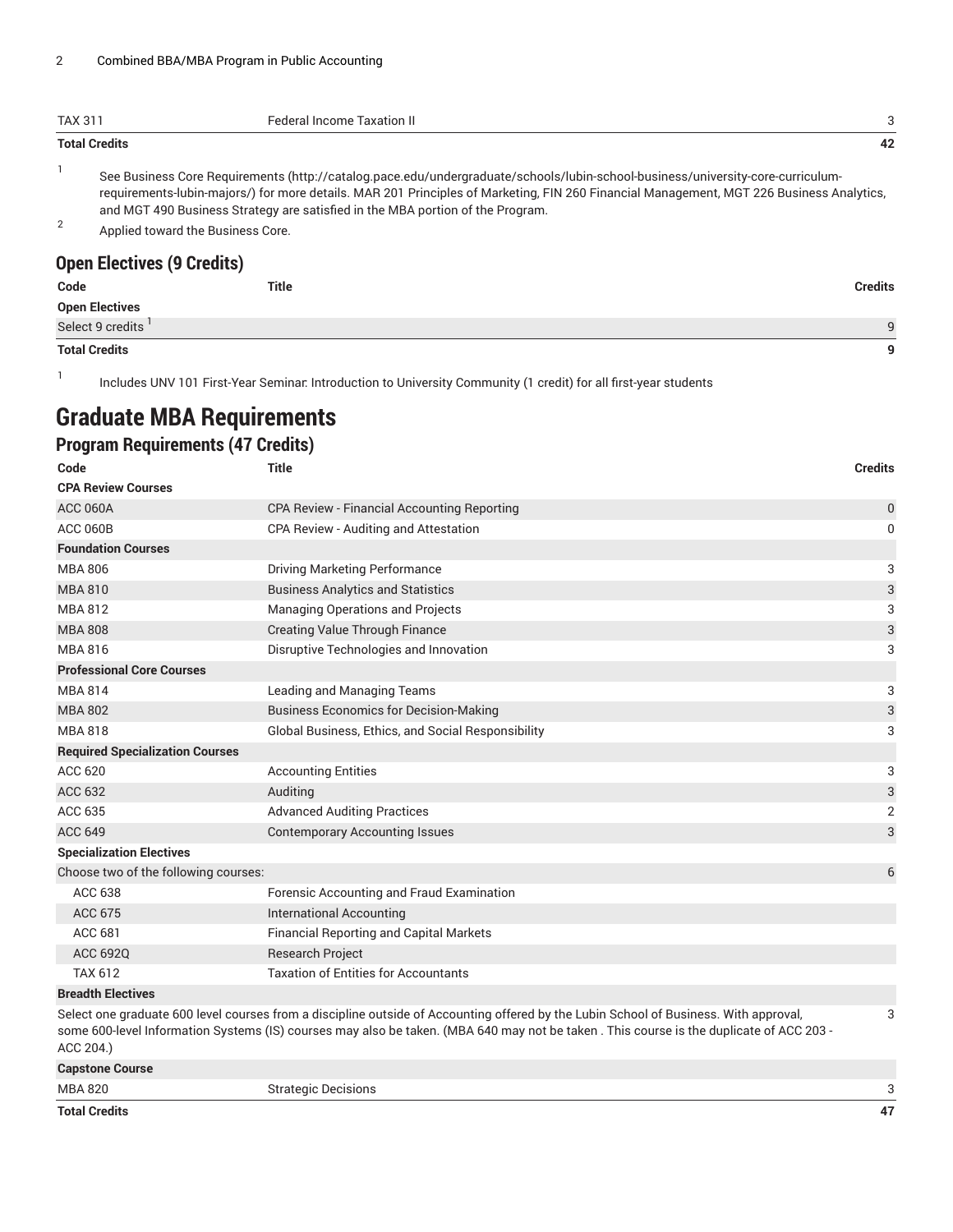| | | |
|---|---|---|
| TAX 311 | Federal Income Taxation II | 3 |
| **Total Credits** | | **42** |

1. See Business Core Requirements (http://catalog.pace.edu/undergraduate/schools/lubin-school-business/university-core-curriculum-requirements-lubin-majors/) for more details. MAR 201 Principles of Marketing, FIN 260 Financial Management, MGT 226 Business Analytics, and MGT 490 Business Strategy are satisfied in the MBA portion of the Program.
2. Applied toward the Business Core.

### Open Electives (9 Credits)

| Code | Title | Credits |
|---|---|---|
| **Open Electives** | | |
| Select 9 credits [1] | | 9 |
| **Total Credits** | | **9** |

1. Includes UNV 101 First-Year Seminar: Introduction to University Community (1 credit) for all first-year students

## Graduate MBA Requirements

### Program Requirements (47 Credits)

| Code | Title | Credits |
|---|---|---|
| **CPA Review Courses** | | |
| ACC 060A | CPA Review - Financial Accounting Reporting | 0 |
| ACC 060B | CPA Review - Auditing and Attestation | 0 |
| **Foundation Courses** | | |
| MBA 806 | Driving Marketing Performance | 3 |
| MBA 810 | Business Analytics and Statistics | 3 |
| MBA 812 | Managing Operations and Projects | 3 |
| MBA 808 | Creating Value Through Finance | 3 |
| MBA 816 | Disruptive Technologies and Innovation | 3 |
| **Professional Core Courses** | | |
| MBA 814 | Leading and Managing Teams | 3 |
| MBA 802 | Business Economics for Decision-Making | 3 |
| MBA 818 | Global Business, Ethics, and Social Responsibility | 3 |
| **Required Specialization Courses** | | |
| ACC 620 | Accounting Entities | 3 |
| ACC 632 | Auditing | 3 |
| ACC 635 | Advanced Auditing Practices | 2 |
| ACC 649 | Contemporary Accounting Issues | 3 |
| **Specialization Electives** | | |
| Choose two of the following courses: | | 6 |
| ACC 638 | Forensic Accounting and Fraud Examination | |
| ACC 675 | International Accounting | |
| ACC 681 | Financial Reporting and Capital Markets | |
| ACC 692Q | Research Project | |
| TAX 612 | Taxation of Entities for Accountants | |
| **Breadth Electives** | | |
| Select one graduate 600 level courses from a discipline outside of Accounting offered by the Lubin School of Business. With approval, some 600-level Information Systems (IS) courses may also be taken. (MBA 640 may not be taken . This course is the duplicate of ACC 203 - ACC 204.) | | 3 |
| **Capstone Course** | | |
| MBA 820 | Strategic Decisions | 3 |
| **Total Credits** | | **47** |